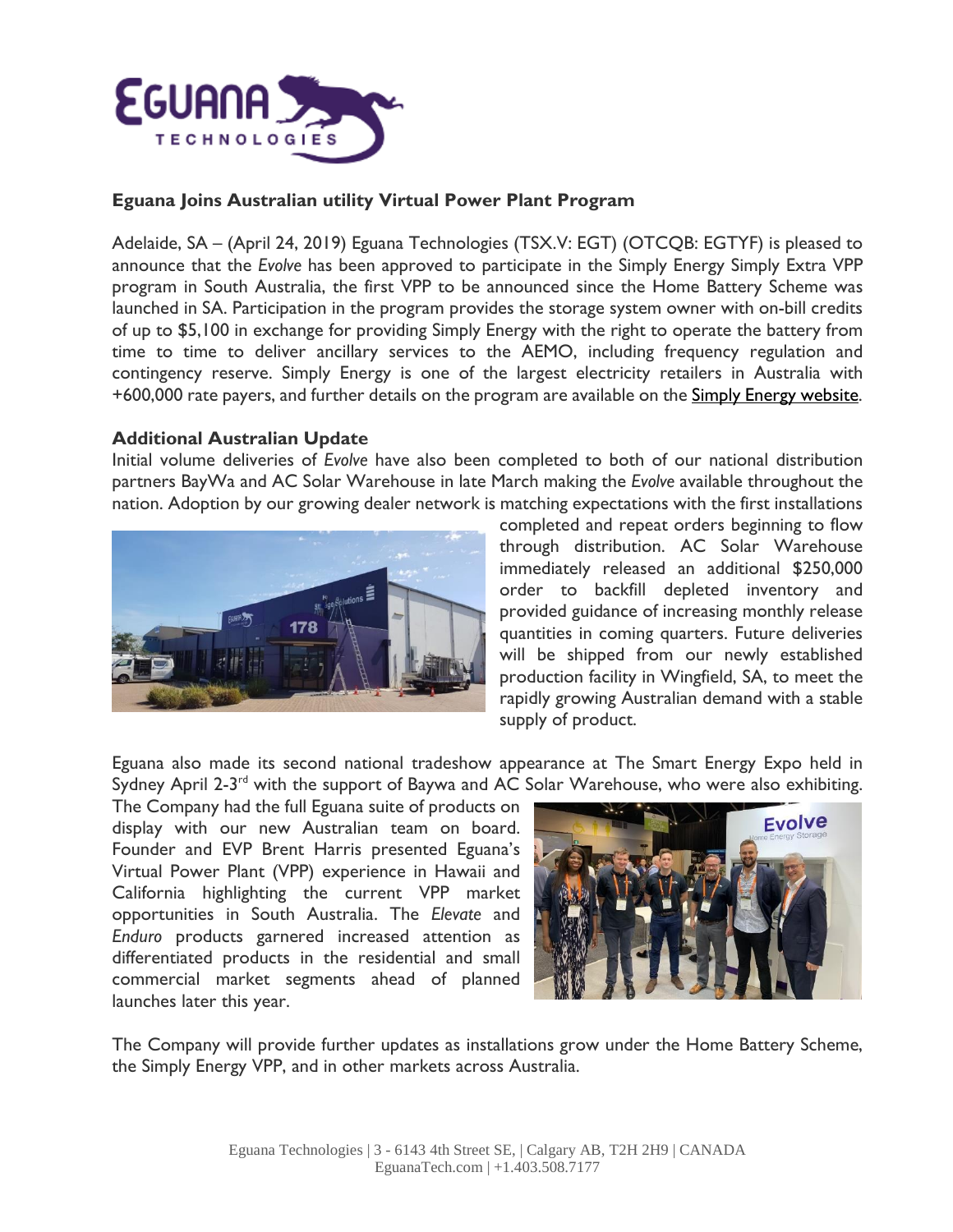## Eguana Joins Australian utility Virtual Power Plant Program

Adelaide, SA – (April 24, 2019) Eguana Technologies (TSX.V: EGT) (OTCQB: EGTYF) is pleased to announce that the *Evolve* has been approved to participate in the Simply Energy Simply Extra VPP program in South Australia, the first VPP to be announced since the Home Battery Scheme was launched in SA. Participation in the program provides the storage system owner with on-bill credits of up to $5,100 in exchange for providing Simply Energy with the right to operate the battery from time to time to deliver ancillary services to the AEMO, including frequency regulation and contingency reserve. Simply Energy is one of the largest electricity retailers in Australia with +600,000 rate payers, and further details on the program are available on the Simply Energy website.

### Additional Australian Update

Initial volume deliveries of *Evolve* have also been completed to both of our national distribution partners BayWa and AC Solar Warehouse in late March making the *Evolve* available throughout the nation. Adoption by our growing dealer network is matching expectations with the first installations completed and repeat orders beginning to flow through distribution. AC Solar Warehouse immediately released an additional $250,000 order to backfill depleted inventory and provided guidance of increasing monthly release quantities in coming quarters. Future deliveries will be shipped from our newly established production facility in Wingfield, SA, to meet the rapidly growing Australian demand with a stable supply of product.

Eguana also made its second national tradeshow appearance at The Smart Energy Expo held in Sydney April 2-3rd with the support of Baywa and AC Solar Warehouse, who were also exhibiting. The Company had the full Eguana suite of products on display with our new Australian team on board. Founder and EVP Brent Harris presented Eguana's Virtual Power Plant (VPP) experience in Hawaii and California highlighting the current VPP market opportunities in South Australia. The *Elevate* and *Enduro* products garnered increased attention as differentiated products in the residential and small commercial market segments ahead of planned launches later this year.

The Company will provide further updates as installations grow under the Home Battery Scheme, the Simply Energy VPP, and in other markets across Australia.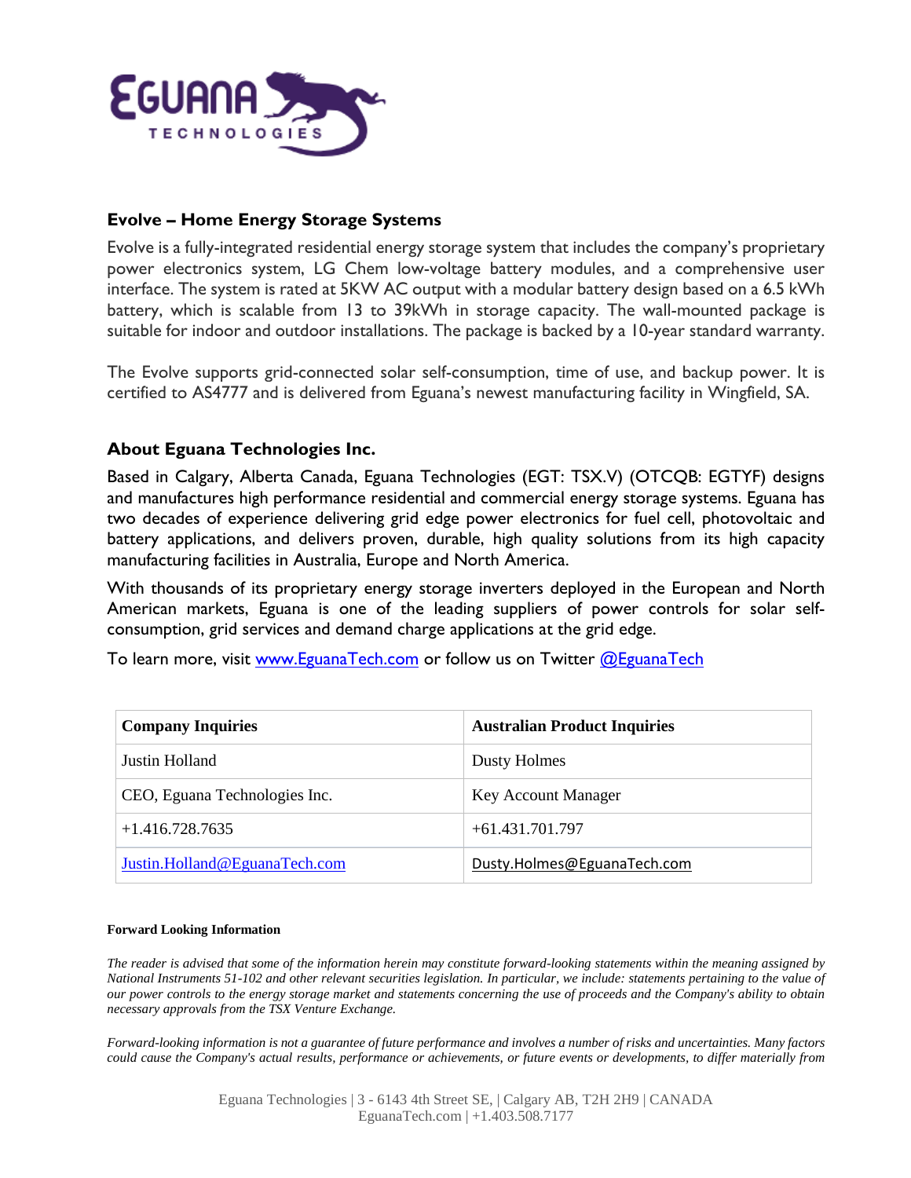### Evolve – Home Energy Storage Systems

Evolve is a fully-integrated residential energy storage system that includes the company's proprietary power electronics system, LG Chem low-voltage battery modules, and a comprehensive user interface. The system is rated at 5KW AC output with a modular battery design based on a 6.5 kWh battery, which is scalable from 13 to 39kWh in storage capacity. The wall-mounted package is suitable for indoor and outdoor installations. The package is backed by a 10-year standard warranty.

The Evolve supports grid-connected solar self-consumption, time of use, and backup power. It is certified to AS4777 and is delivered from Eguana's newest manufacturing facility in Wingfield, SA.

### About Eguana Technologies Inc.

Based in Calgary, Alberta Canada, Eguana Technologies (EGT: TSX.V) (OTCQB: EGTYF) designs and manufactures high performance residential and commercial energy storage systems. Eguana has two decades of experience delivering grid edge power electronics for fuel cell, photovoltaic and battery applications, and delivers proven, durable, high quality solutions from its high capacity manufacturing facilities in Australia, Europe and North America.

With thousands of its proprietary energy storage inverters deployed in the European and North American markets, Eguana is one of the leading suppliers of power controls for solar self-consumption, grid services and demand charge applications at the grid edge.

To learn more, visit www.EguanaTech.com or follow us on Twitter @EguanaTech

| Company Inquiries | Australian Product Inquiries |
|---|---|
| Justin Holland | Dusty Holmes |
| CEO, Eguana Technologies Inc. | Key Account Manager |
| +1.416.728.7635 | +61.431.701.797 |
| Justin.Holland@EguanaTech.com | Dusty.Holmes@EguanaTech.com |

**Forward Looking Information**

*The reader is advised that some of the information herein may constitute forward-looking statements within the meaning assigned by National Instruments 51-102 and other relevant securities legislation. In particular, we include: statements pertaining to the value of our power controls to the energy storage market and statements concerning the use of proceeds and the Company's ability to obtain necessary approvals from the TSX Venture Exchange.*

*Forward-looking information is not a guarantee of future performance and involves a number of risks and uncertainties. Many factors could cause the Company's actual results, performance or achievements, or future events or developments, to differ materially from*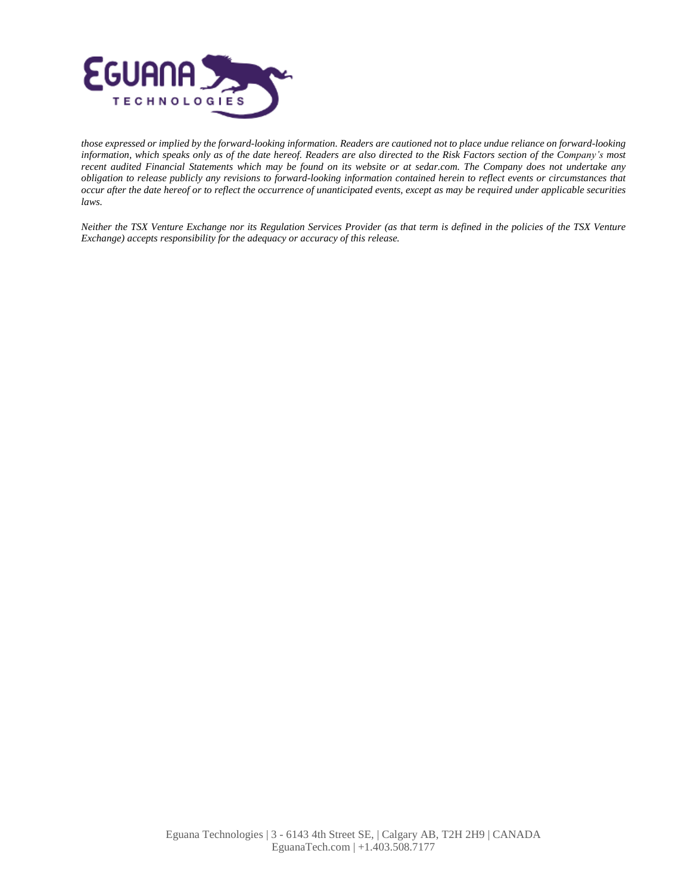*those expressed or implied by the forward-looking information. Readers are cautioned not to place undue reliance on forward-looking information, which speaks only as of the date hereof. Readers are also directed to the Risk Factors section of the Company's most recent audited Financial Statements which may be found on its website or at sedar.com. The Company does not undertake any obligation to release publicly any revisions to forward-looking information contained herein to reflect events or circumstances that occur after the date hereof or to reflect the occurrence of unanticipated events, except as may be required under applicable securities laws.*

*Neither the TSX Venture Exchange nor its Regulation Services Provider (as that term is defined in the policies of the TSX Venture Exchange) accepts responsibility for the adequacy or accuracy of this release.*